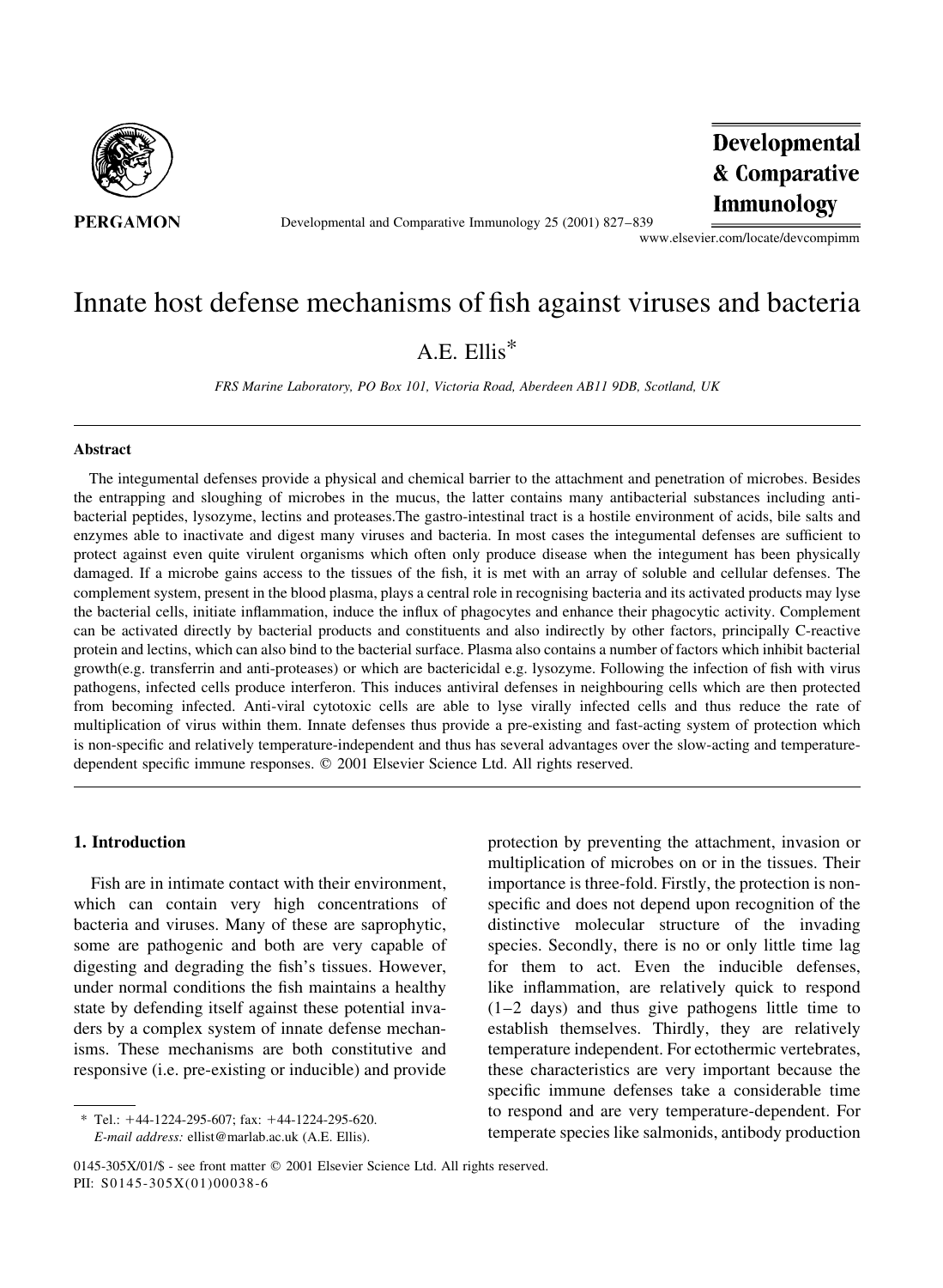# Innate host defense mechanisms of fish against viruses and bacteria

A.E. Ellis*

*FRS Marine Laboratory, PO Box 101, Victoria Road, Aberdeen AB11 9DB, Scotland, UK*

## Abstract

The integumental defenses provide a physical and chemical barrier to the attachment and penetration of microbes. Besides the entrapping and sloughing of microbes in the mucus, the latter contains many antibacterial substances including antibacterial peptides, lysozyme, lectins and proteases.The gastro-intestinal tract is a hostile environment of acids, bile salts and enzymes able to inactivate and digest many viruses and bacteria. In most cases the integumental defenses are sufficient to protect against even quite virulent organisms which often only produce disease when the integument has been physically damaged. If a microbe gains access to the tissues of the fish, it is met with an array of soluble and cellular defenses. The complement system, present in the blood plasma, plays a central role in recognising bacteria and its activated products may lyse the bacterial cells, initiate inflammation, induce the influx of phagocytes and enhance their phagocytic activity. Complement can be activated directly by bacterial products and constituents and also indirectly by other factors, principally C-reactive protein and lectins, which can also bind to the bacterial surface. Plasma also contains a number of factors which inhibit bacterial growth(e.g. transferrin and anti-proteases) or which are bactericidal e.g. lysozyme. Following the infection of fish with virus pathogens, infected cells produce interferon. This induces antiviral defenses in neighbouring cells which are then protected from becoming infected. Anti-viral cytotoxic cells are able to lyse virally infected cells and thus reduce the rate of multiplication of virus within them. Innate defenses thus provide a pre-existing and fast-acting system of protection which is non-specific and relatively temperature-independent and thus has several advantages over the slow-acting and temperature-dependent specific immune responses. © 2001 Elsevier Science Ltd. All rights reserved.

## 1. Introduction

Fish are in intimate contact with their environment, which can contain very high concentrations of bacteria and viruses. Many of these are saprophytic, some are pathogenic and both are very capable of digesting and degrading the fish's tissues. However, under normal conditions the fish maintains a healthy state by defending itself against these potential invaders by a complex system of innate defense mechanisms. These mechanisms are both constitutive and responsive (i.e. pre-existing or inducible) and provide protection by preventing the attachment, invasion or multiplication of microbes on or in the tissues. Their importance is three-fold. Firstly, the protection is non-specific and does not depend upon recognition of the distinctive molecular structure of the invading species. Secondly, there is no or only little time lag for them to act. Even the inducible defenses, like inflammation, are relatively quick to respond (1–2 days) and thus give pathogens little time to establish themselves. Thirdly, they are relatively temperature independent. For ectothermic vertebrates, these characteristics are very important because the specific immune defenses take a considerable time to respond and are very temperature-dependent. For temperate species like salmonids, antibody production

\* Tel.: +44-1224-295-607; fax: +44-1224-295-620.
*E-mail address:* ellist@marlab.ac.uk (A.E. Ellis).

0145-305X/01/$ - see front matter © 2001 Elsevier Science Ltd. All rights reserved.
PII: S0145-305X(01)00038-6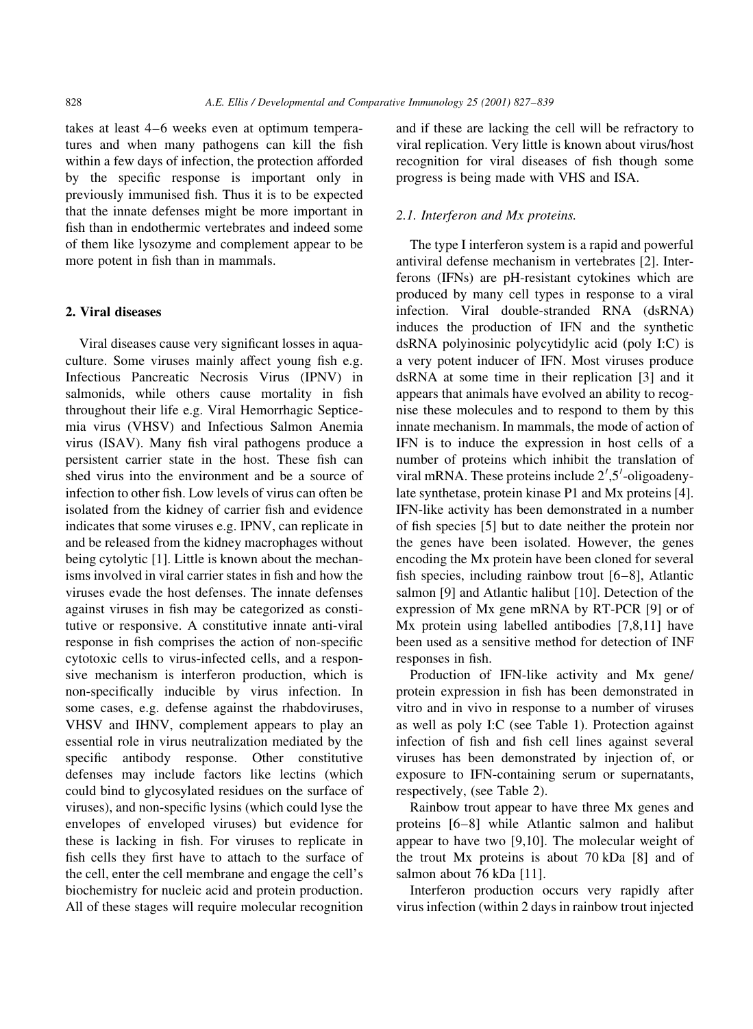takes at least 4–6 weeks even at optimum temperatures and when many pathogens can kill the fish within a few days of infection, the protection afforded by the specific response is important only in previously immunised fish. Thus it is to be expected that the innate defenses might be more important in fish than in endothermic vertebrates and indeed some of them like lysozyme and complement appear to be more potent in fish than in mammals.

## 2. Viral diseases

Viral diseases cause very significant losses in aquaculture. Some viruses mainly affect young fish e.g. Infectious Pancreatic Necrosis Virus (IPNV) in salmonids, while others cause mortality in fish throughout their life e.g. Viral Hemorrhagic Septicemia virus (VHSV) and Infectious Salmon Anemia virus (ISAV). Many fish viral pathogens produce a persistent carrier state in the host. These fish can shed virus into the environment and be a source of infection to other fish. Low levels of virus can often be isolated from the kidney of carrier fish and evidence indicates that some viruses e.g. IPNV, can replicate in and be released from the kidney macrophages without being cytolytic [1]. Little is known about the mechanisms involved in viral carrier states in fish and how the viruses evade the host defenses. The innate defenses against viruses in fish may be categorized as constitutive or responsive. A constitutive innate anti-viral response in fish comprises the action of non-specific cytotoxic cells to virus-infected cells, and a responsive mechanism is interferon production, which is non-specifically inducible by virus infection. In some cases, e.g. defense against the rhabdoviruses, VHSV and IHNV, complement appears to play an essential role in virus neutralization mediated by the specific antibody response. Other constitutive defenses may include factors like lectins (which could bind to glycosylated residues on the surface of viruses), and non-specific lysins (which could lyse the envelopes of enveloped viruses) but evidence for these is lacking in fish. For viruses to replicate in fish cells they first have to attach to the surface of the cell, enter the cell membrane and engage the cell's biochemistry for nucleic acid and protein production. All of these stages will require molecular recognition and if these are lacking the cell will be refractory to viral replication. Very little is known about virus/host recognition for viral diseases of fish though some progress is being made with VHS and ISA.

### 2.1. Interferon and Mx proteins.

The type I interferon system is a rapid and powerful antiviral defense mechanism in vertebrates [2]. Interferons (IFNs) are pH-resistant cytokines which are produced by many cell types in response to a viral infection. Viral double-stranded RNA (dsRNA) induces the production of IFN and the synthetic dsRNA polyinosinic polycytidylic acid (poly I:C) is a very potent inducer of IFN. Most viruses produce dsRNA at some time in their replication [3] and it appears that animals have evolved an ability to recognise these molecules and to respond to them by this innate mechanism. In mammals, the mode of action of IFN is to induce the expression in host cells of a number of proteins which inhibit the translation of viral mRNA. These proteins include $2',5'$-oligoadenylate synthetase, protein kinase P1 and Mx proteins [4]. IFN-like activity has been demonstrated in a number of fish species [5] but to date neither the protein nor the genes have been isolated. However, the genes encoding the Mx protein have been cloned for several fish species, including rainbow trout [6–8], Atlantic salmon [9] and Atlantic halibut [10]. Detection of the expression of Mx gene mRNA by RT-PCR [9] or of Mx protein using labelled antibodies [7,8,11] have been used as a sensitive method for detection of INF responses in fish.

Production of IFN-like activity and Mx gene/protein expression in fish has been demonstrated in vitro and in vivo in response to a number of viruses as well as poly I:C (see Table 1). Protection against infection of fish and fish cell lines against several viruses has been demonstrated by injection of, or exposure to IFN-containing serum or supernatants, respectively, (see Table 2).

Rainbow trout appear to have three Mx genes and proteins [6–8] while Atlantic salmon and halibut appear to have two [9,10]. The molecular weight of the trout Mx proteins is about 70 kDa [8] and of salmon about 76 kDa [11].

Interferon production occurs very rapidly after virus infection (within 2 days in rainbow trout injected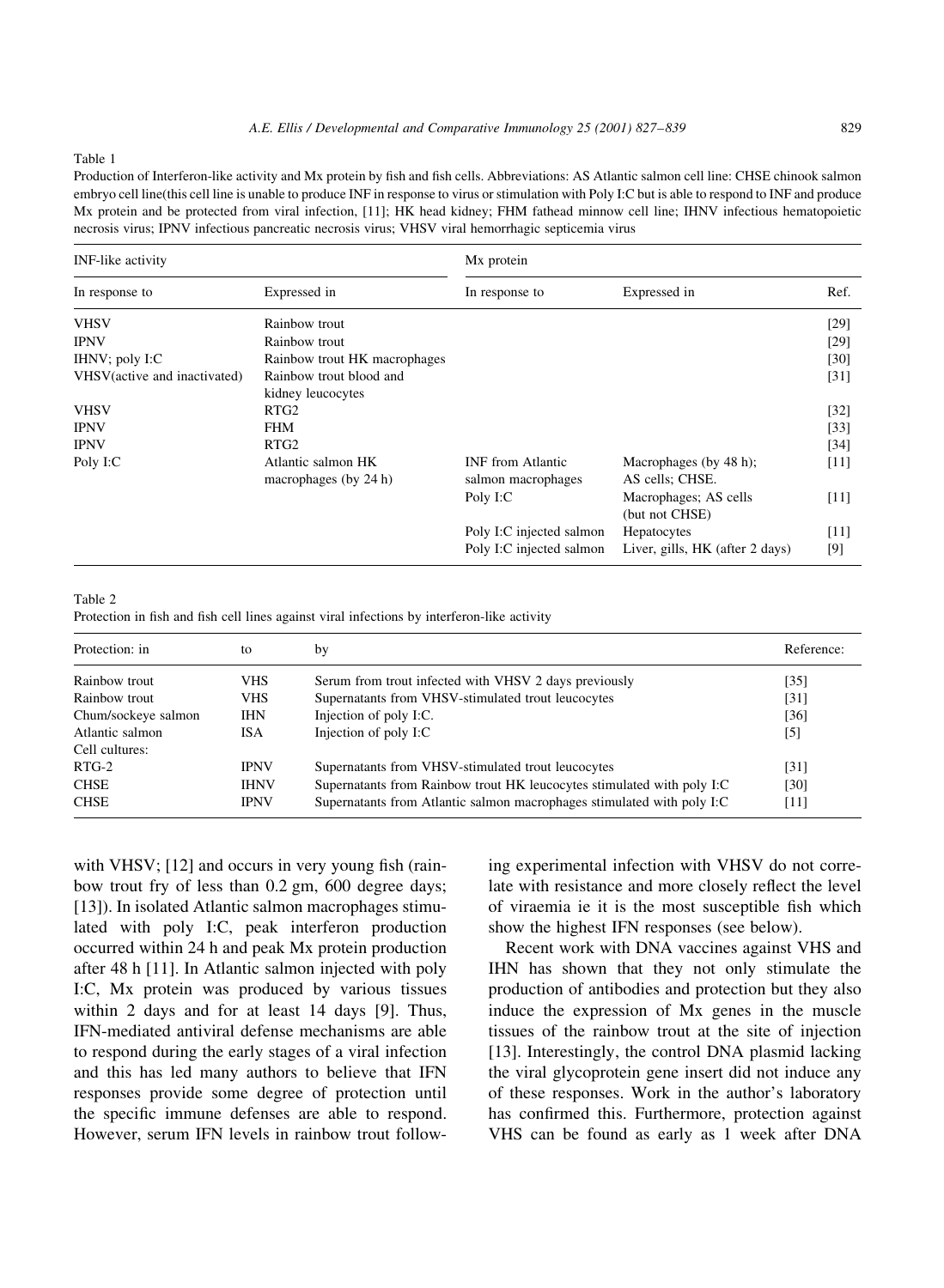Table 1

Production of Interferon-like activity and Mx protein by fish and fish cells. Abbreviations: AS Atlantic salmon cell line: CHSE chinook salmon embryo cell line(this cell line is unable to produce INF in response to virus or stimulation with Poly I:C but is able to respond to INF and produce Mx protein and be protected from viral infection, [11]; HK head kidney; FHM fathead minnow cell line; IHNV infectious hematopoietic necrosis virus; IPNV infectious pancreatic necrosis virus; VHSV viral hemorrhagic septicemia virus

| INF-like activity | | Mx protein | | |
|---|---|---|---|---|
| In response to | Expressed in | In response to | Expressed in | Ref. |
| VHSV | Rainbow trout | | | [29] |
| IPNV | Rainbow trout | | | [29] |
| IHNV; poly I:C | Rainbow trout HK macrophages | | | [30] |
| VHSV(active and inactivated) | Rainbow trout blood and kidney leucocytes | | | [31] |
| VHSV | RTG2 | | | [32] |
| IPNV | FHM | | | [33] |
| IPNV | RTG2 | | | [34] |
| Poly I:C | Atlantic salmon HK macrophages (by 24 h) | INF from Atlantic salmon macrophages | Macrophages (by 48 h); AS cells; CHSE. | [11] |
| | | Poly I:C | Macrophages; AS cells (but not CHSE) | [11] |
| | | Poly I:C injected salmon | Hepatocytes | [11] |
| | | Poly I:C injected salmon | Liver, gills, HK (after 2 days) | [9] |

Table 2

Protection in fish and fish cell lines against viral infections by interferon-like activity

| Protection: in | to | by | Reference: |
|---|---|---|---|
| Rainbow trout | VHS | Serum from trout infected with VHSV 2 days previously | [35] |
| Rainbow trout | VHS | Supernatants from VHSV-stimulated trout leucocytes | [31] |
| Chum/sockeye salmon | IHN | Injection of poly I:C. | [36] |
| Atlantic salmon | ISA | Injection of poly I:C | [5] |
| Cell cultures: | | | |
| RTG-2 | IPNV | Supernatants from VHSV-stimulated trout leucocytes | [31] |
| CHSE | IHNV | Supernatants from Rainbow trout HK leucocytes stimulated with poly I:C | [30] |
| CHSE | IPNV | Supernatants from Atlantic salmon macrophages stimulated with poly I:C | [11] |

with VHSV; [12] and occurs in very young fish (rainbow trout fry of less than 0.2 gm, 600 degree days; [13]). In isolated Atlantic salmon macrophages stimulated with poly I:C, peak interferon production occurred within 24 h and peak Mx protein production after 48 h [11]. In Atlantic salmon injected with poly I:C, Mx protein was produced by various tissues within 2 days and for at least 14 days [9]. Thus, IFN-mediated antiviral defense mechanisms are able to respond during the early stages of a viral infection and this has led many authors to believe that IFN responses provide some degree of protection until the specific immune defenses are able to respond. However, serum IFN levels in rainbow trout following experimental infection with VHSV do not correlate with resistance and more closely reflect the level of viraemia ie it is the most susceptible fish which show the highest IFN responses (see below).

Recent work with DNA vaccines against VHS and IHN has shown that they not only stimulate the production of antibodies and protection but they also induce the expression of Mx genes in the muscle tissues of the rainbow trout at the site of injection [13]. Interestingly, the control DNA plasmid lacking the viral glycoprotein gene insert did not induce any of these responses. Work in the author's laboratory has confirmed this. Furthermore, protection against VHS can be found as early as 1 week after DNA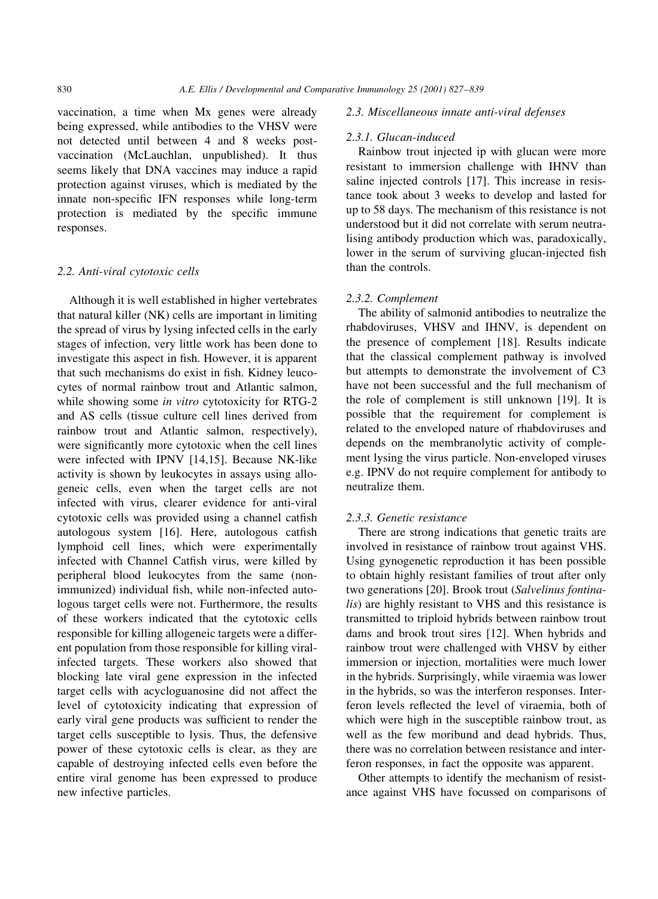vaccination, a time when Mx genes were already being expressed, while antibodies to the VHSV were not detected until between 4 and 8 weeks post-vaccination (McLauchlan, unpublished). It thus seems likely that DNA vaccines may induce a rapid protection against viruses, which is mediated by the innate non-specific IFN responses while long-term protection is mediated by the specific immune responses.

### 2.2. Anti-viral cytotoxic cells

Although it is well established in higher vertebrates that natural killer (NK) cells are important in limiting the spread of virus by lysing infected cells in the early stages of infection, very little work has been done to investigate this aspect in fish. However, it is apparent that such mechanisms do exist in fish. Kidney leucocytes of normal rainbow trout and Atlantic salmon, while showing some *in vitro* cytotoxicity for RTG-2 and AS cells (tissue culture cell lines derived from rainbow trout and Atlantic salmon, respectively), were significantly more cytotoxic when the cell lines were infected with IPNV [14,15]. Because NK-like activity is shown by leukocytes in assays using allogeneic cells, even when the target cells are not infected with virus, clearer evidence for anti-viral cytotoxic cells was provided using a channel catfish autologous system [16]. Here, autologous catfish lymphoid cell lines, which were experimentally infected with Channel Catfish virus, were killed by peripheral blood leukocytes from the same (non-immunized) individual fish, while non-infected autologous target cells were not. Furthermore, the results of these workers indicated that the cytotoxic cells responsible for killing allogeneic targets were a different population from those responsible for killing viral-infected targets. These workers also showed that blocking late viral gene expression in the infected target cells with acycloguanosine did not affect the level of cytotoxicity indicating that expression of early viral gene products was sufficient to render the target cells susceptible to lysis. Thus, the defensive power of these cytotoxic cells is clear, as they are capable of destroying infected cells even before the entire viral genome has been expressed to produce new infective particles.

### 2.3. Miscellaneous innate anti-viral defenses

#### 2.3.1. Glucan-induced

Rainbow trout injected ip with glucan were more resistant to immersion challenge with IHNV than saline injected controls [17]. This increase in resistance took about 3 weeks to develop and lasted for up to 58 days. The mechanism of this resistance is not understood but it did not correlate with serum neutralising antibody production which was, paradoxically, lower in the serum of surviving glucan-injected fish than the controls.

#### 2.3.2. Complement

The ability of salmonid antibodies to neutralize the rhabdoviruses, VHSV and IHNV, is dependent on the presence of complement [18]. Results indicate that the classical complement pathway is involved but attempts to demonstrate the involvement of C3 have not been successful and the full mechanism of the role of complement is still unknown [19]. It is possible that the requirement for complement is related to the enveloped nature of rhabdoviruses and depends on the membranolytic activity of complement lysing the virus particle. Non-enveloped viruses e.g. IPNV do not require complement for antibody to neutralize them.

#### 2.3.3. Genetic resistance

There are strong indications that genetic traits are involved in resistance of rainbow trout against VHS. Using gynogenetic reproduction it has been possible to obtain highly resistant families of trout after only two generations [20]. Brook trout (*Salvelinus fontinalis*) are highly resistant to VHS and this resistance is transmitted to triploid hybrids between rainbow trout dams and brook trout sires [12]. When hybrids and rainbow trout were challenged with VHSV by either immersion or injection, mortalities were much lower in the hybrids. Surprisingly, while viraemia was lower in the hybrids, so was the interferon responses. Interferon levels reflected the level of viraemia, both of which were high in the susceptible rainbow trout, as well as the few moribund and dead hybrids. Thus, there was no correlation between resistance and interferon responses, in fact the opposite was apparent.

Other attempts to identify the mechanism of resistance against VHS have focussed on comparisons of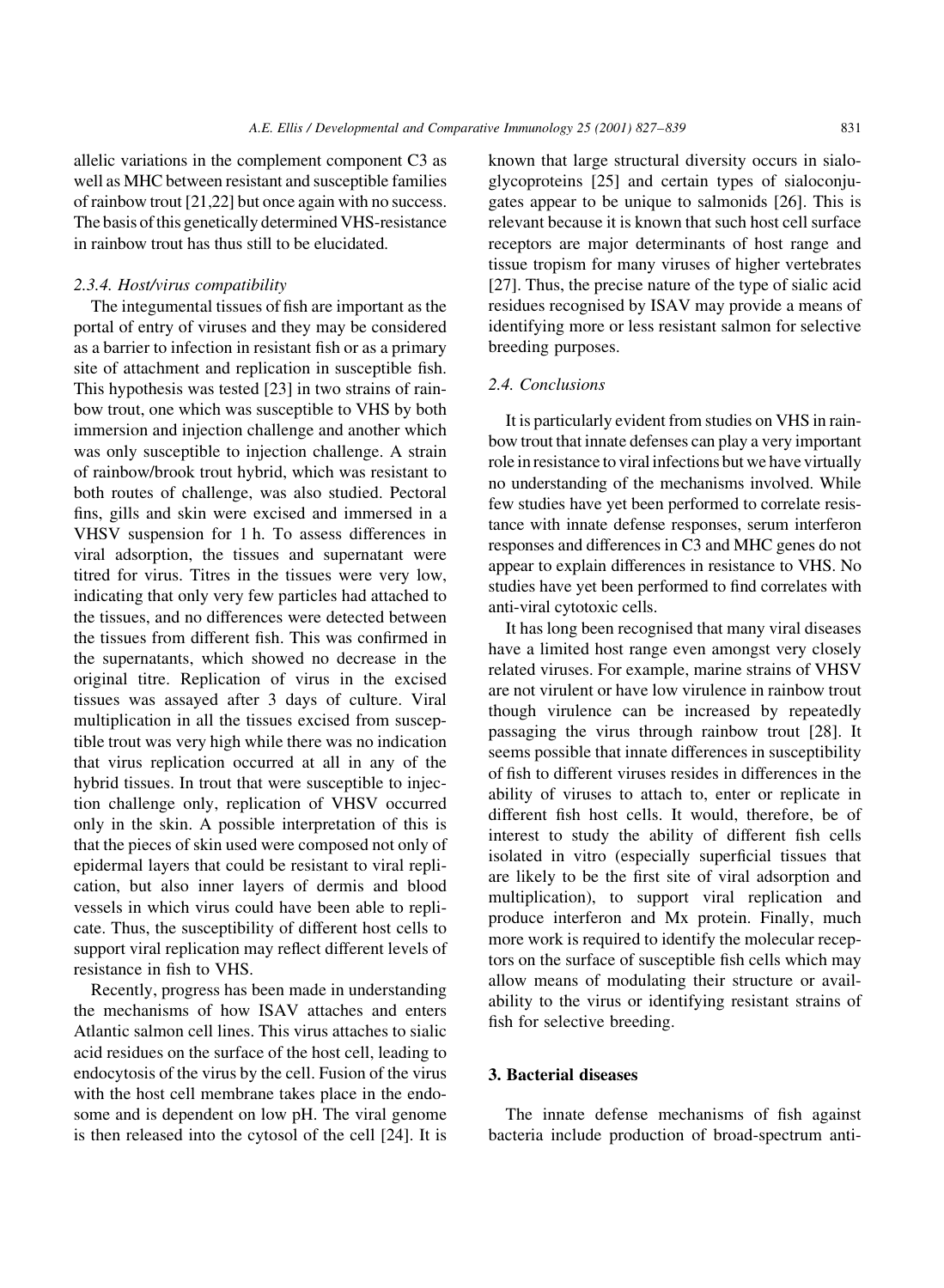allelic variations in the complement component C3 as well as MHC between resistant and susceptible families of rainbow trout [21,22] but once again with no success. The basis of this genetically determined VHS-resistance in rainbow trout has thus still to be elucidated.

#### 2.3.4. Host/virus compatibility

The integumental tissues of fish are important as the portal of entry of viruses and they may be considered as a barrier to infection in resistant fish or as a primary site of attachment and replication in susceptible fish. This hypothesis was tested [23] in two strains of rainbow trout, one which was susceptible to VHS by both immersion and injection challenge and another which was only susceptible to injection challenge. A strain of rainbow/brook trout hybrid, which was resistant to both routes of challenge, was also studied. Pectoral fins, gills and skin were excised and immersed in a VHSV suspension for 1 h. To assess differences in viral adsorption, the tissues and supernatant were titred for virus. Titres in the tissues were very low, indicating that only very few particles had attached to the tissues, and no differences were detected between the tissues from different fish. This was confirmed in the supernatants, which showed no decrease in the original titre. Replication of virus in the excised tissues was assayed after 3 days of culture. Viral multiplication in all the tissues excised from susceptible trout was very high while there was no indication that virus replication occurred at all in any of the hybrid tissues. In trout that were susceptible to injection challenge only, replication of VHSV occurred only in the skin. A possible interpretation of this is that the pieces of skin used were composed not only of epidermal layers that could be resistant to viral replication, but also inner layers of dermis and blood vessels in which virus could have been able to replicate. Thus, the susceptibility of different host cells to support viral replication may reflect different levels of resistance in fish to VHS.

Recently, progress has been made in understanding the mechanisms of how ISAV attaches and enters Atlantic salmon cell lines. This virus attaches to sialic acid residues on the surface of the host cell, leading to endocytosis of the virus by the cell. Fusion of the virus with the host cell membrane takes place in the endosome and is dependent on low pH. The viral genome is then released into the cytosol of the cell [24]. It is known that large structural diversity occurs in sialoglycoproteins [25] and certain types of sialoconjugates appear to be unique to salmonids [26]. This is relevant because it is known that such host cell surface receptors are major determinants of host range and tissue tropism for many viruses of higher vertebrates [27]. Thus, the precise nature of the type of sialic acid residues recognised by ISAV may provide a means of identifying more or less resistant salmon for selective breeding purposes.

### 2.4. Conclusions

It is particularly evident from studies on VHS in rainbow trout that innate defenses can play a very important role in resistance to viral infections but we have virtually no understanding of the mechanisms involved. While few studies have yet been performed to correlate resistance with innate defense responses, serum interferon responses and differences in C3 and MHC genes do not appear to explain differences in resistance to VHS. No studies have yet been performed to find correlates with anti-viral cytotoxic cells.

It has long been recognised that many viral diseases have a limited host range even amongst very closely related viruses. For example, marine strains of VHSV are not virulent or have low virulence in rainbow trout though virulence can be increased by repeatedly passaging the virus through rainbow trout [28]. It seems possible that innate differences in susceptibility of fish to different viruses resides in differences in the ability of viruses to attach to, enter or replicate in different fish host cells. It would, therefore, be of interest to study the ability of different fish cells isolated in vitro (especially superficial tissues that are likely to be the first site of viral adsorption and multiplication), to support viral replication and produce interferon and Mx protein. Finally, much more work is required to identify the molecular receptors on the surface of susceptible fish cells which may allow means of modulating their structure or availability to the virus or identifying resistant strains of fish for selective breeding.

## 3. Bacterial diseases

The innate defense mechanisms of fish against bacteria include production of broad-spectrum anti-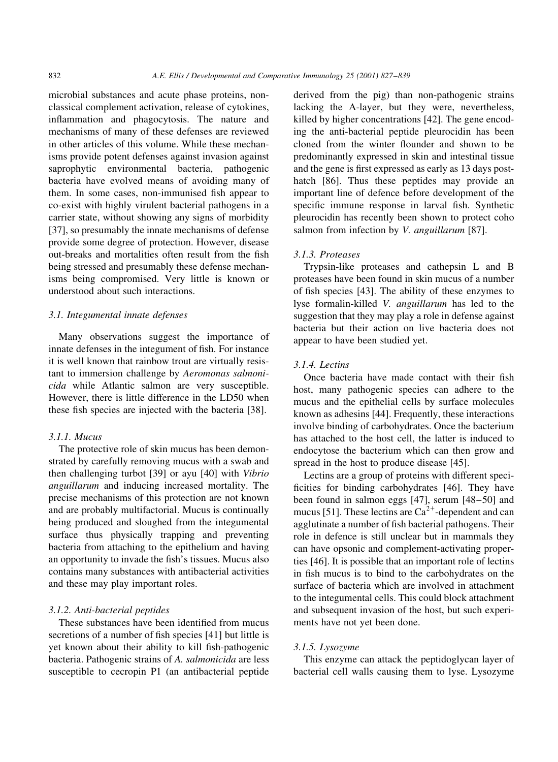microbial substances and acute phase proteins, non-classical complement activation, release of cytokines, inflammation and phagocytosis. The nature and mechanisms of many of these defenses are reviewed in other articles of this volume. While these mechanisms provide potent defenses against invasion against saprophytic environmental bacteria, pathogenic bacteria have evolved means of avoiding many of them. In some cases, non-immunised fish appear to co-exist with highly virulent bacterial pathogens in a carrier state, without showing any signs of morbidity [37], so presumably the innate mechanisms of defense provide some degree of protection. However, disease out-breaks and mortalities often result from the fish being stressed and presumably these defense mechanisms being compromised. Very little is known or understood about such interactions.

### 3.1. Integumental innate defenses

Many observations suggest the importance of innate defenses in the integument of fish. For instance it is well known that rainbow trout are virtually resistant to immersion challenge by *Aeromonas salmonicida* while Atlantic salmon are very susceptible. However, there is little difference in the LD50 when these fish species are injected with the bacteria [38].

#### 3.1.1. Mucus

The protective role of skin mucus has been demonstrated by carefully removing mucus with a swab and then challenging turbot [39] or ayu [40] with *Vibrio anguillarum* and inducing increased mortality. The precise mechanisms of this protection are not known and are probably multifactorial. Mucus is continually being produced and sloughed from the integumental surface thus physically trapping and preventing bacteria from attaching to the epithelium and having an opportunity to invade the fish's tissues. Mucus also contains many substances with antibacterial activities and these may play important roles.

#### 3.1.2. Anti-bacterial peptides

These substances have been identified from mucus secretions of a number of fish species [41] but little is yet known about their ability to kill fish-pathogenic bacteria. Pathogenic strains of *A. salmonicida* are less susceptible to cecropin P1 (an antibacterial peptide derived from the pig) than non-pathogenic strains lacking the A-layer, but they were, nevertheless, killed by higher concentrations [42]. The gene encoding the anti-bacterial peptide pleurocidin has been cloned from the winter flounder and shown to be predominantly expressed in skin and intestinal tissue and the gene is first expressed as early as 13 days post-hatch [86]. Thus these peptides may provide an important line of defence before development of the specific immune response in larval fish. Synthetic pleurocidin has recently been shown to protect coho salmon from infection by *V. anguillarum* [87].

#### 3.1.3. Proteases

Trypsin-like proteases and cathepsin L and B proteases have been found in skin mucus of a number of fish species [43]. The ability of these enzymes to lyse formalin-killed *V. anguillarum* has led to the suggestion that they may play a role in defense against bacteria but their action on live bacteria does not appear to have been studied yet.

#### 3.1.4. Lectins

Once bacteria have made contact with their fish host, many pathogenic species can adhere to the mucus and the epithelial cells by surface molecules known as adhesins [44]. Frequently, these interactions involve binding of carbohydrates. Once the bacterium has attached to the host cell, the latter is induced to endocytose the bacterium which can then grow and spread in the host to produce disease [45].

Lectins are a group of proteins with different specificities for binding carbohydrates [46]. They have been found in salmon eggs [47], serum [48–50] and mucus [51]. These lectins are $Ca^{2+}$-dependent and can agglutinate a number of fish bacterial pathogens. Their role in defence is still unclear but in mammals they can have opsonic and complement-activating properties [46]. It is possible that an important role of lectins in fish mucus is to bind to the carbohydrates on the surface of bacteria which are involved in attachment to the integumental cells. This could block attachment and subsequent invasion of the host, but such experiments have not yet been done.

#### 3.1.5. Lysozyme

This enzyme can attack the peptidoglycan layer of bacterial cell walls causing them to lyse. Lysozyme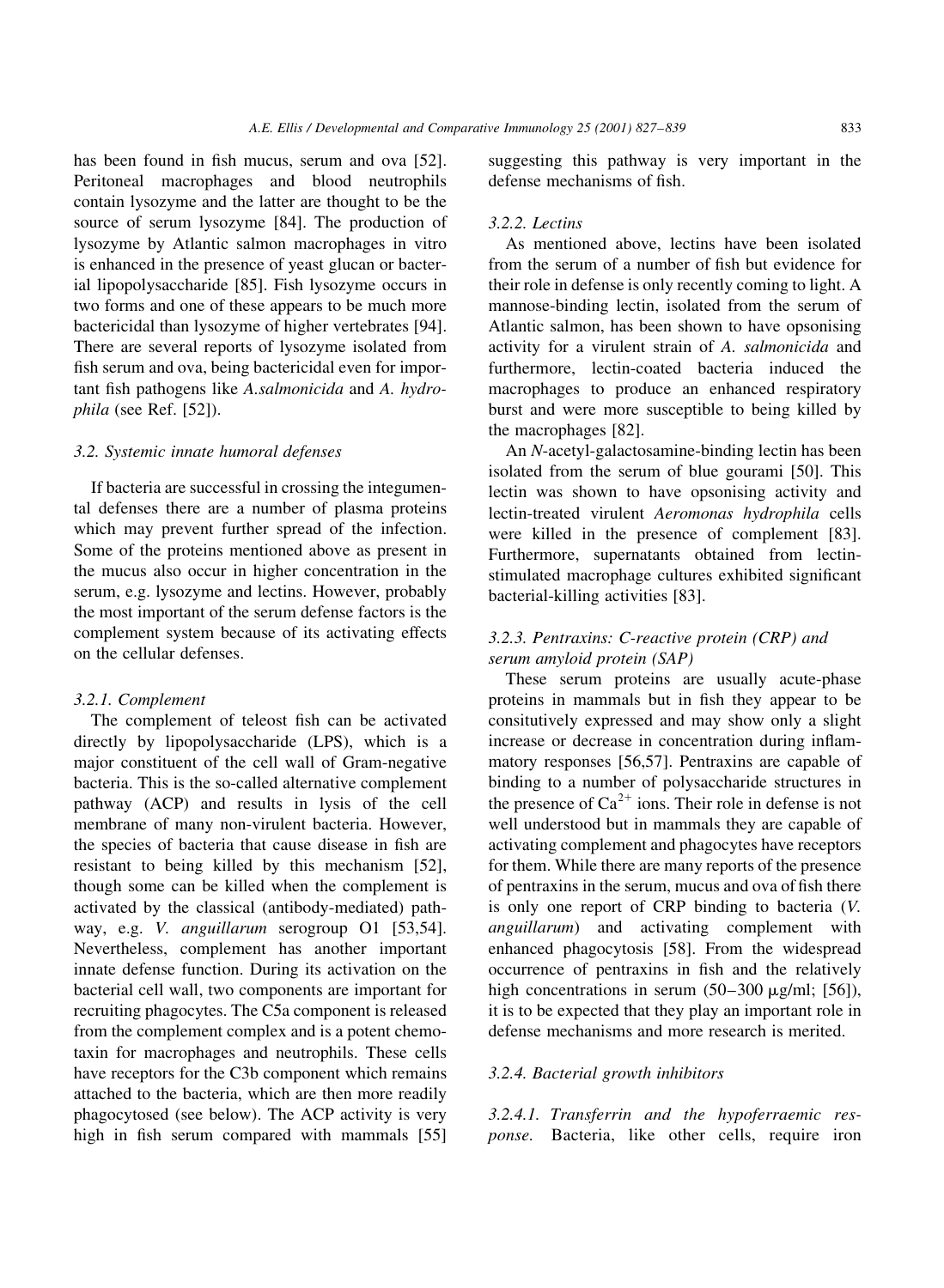has been found in fish mucus, serum and ova [52]. Peritoneal macrophages and blood neutrophils contain lysozyme and the latter are thought to be the source of serum lysozyme [84]. The production of lysozyme by Atlantic salmon macrophages in vitro is enhanced in the presence of yeast glucan or bacterial lipopolysaccharide [85]. Fish lysozyme occurs in two forms and one of these appears to be much more bactericidal than lysozyme of higher vertebrates [94]. There are several reports of lysozyme isolated from fish serum and ova, being bactericidal even for important fish pathogens like *A.salmonicida* and *A. hydrophila* (see Ref. [52]).

### 3.2. Systemic innate humoral defenses

If bacteria are successful in crossing the integumental defenses there are a number of plasma proteins which may prevent further spread of the infection. Some of the proteins mentioned above as present in the mucus also occur in higher concentration in the serum, e.g. lysozyme and lectins. However, probably the most important of the serum defense factors is the complement system because of its activating effects on the cellular defenses.

#### 3.2.1. Complement

The complement of teleost fish can be activated directly by lipopolysaccharide (LPS), which is a major constituent of the cell wall of Gram-negative bacteria. This is the so-called alternative complement pathway (ACP) and results in lysis of the cell membrane of many non-virulent bacteria. However, the species of bacteria that cause disease in fish are resistant to being killed by this mechanism [52], though some can be killed when the complement is activated by the classical (antibody-mediated) pathway, e.g. *V. anguillarum* serogroup O1 [53,54]. Nevertheless, complement has another important innate defense function. During its activation on the bacterial cell wall, two components are important for recruiting phagocytes. The C5a component is released from the complement complex and is a potent chemotaxin for macrophages and neutrophils. These cells have receptors for the C3b component which remains attached to the bacteria, which are then more readily phagocytosed (see below). The ACP activity is very high in fish serum compared with mammals [55] suggesting this pathway is very important in the defense mechanisms of fish.

#### 3.2.2. Lectins

As mentioned above, lectins have been isolated from the serum of a number of fish but evidence for their role in defense is only recently coming to light. A mannose-binding lectin, isolated from the serum of Atlantic salmon, has been shown to have opsonising activity for a virulent strain of *A. salmonicida* and furthermore, lectin-coated bacteria induced the macrophages to produce an enhanced respiratory burst and were more susceptible to being killed by the macrophages [82].

An *N*-acetyl-galactosamine-binding lectin has been isolated from the serum of blue gourami [50]. This lectin was shown to have opsonising activity and lectin-treated virulent *Aeromonas hydrophila* cells were killed in the presence of complement [83]. Furthermore, supernatants obtained from lectin-stimulated macrophage cultures exhibited significant bacterial-killing activities [83].

#### 3.2.3. Pentraxins: C-reactive protein (CRP) and serum amyloid protein (SAP)

These serum proteins are usually acute-phase proteins in mammals but in fish they appear to be consitutively expressed and may show only a slight increase or decrease in concentration during inflammatory responses [56,57]. Pentraxins are capable of binding to a number of polysaccharide structures in the presence of $Ca^{2+}$ ions. Their role in defense is not well understood but in mammals they are capable of activating complement and phagocytes have receptors for them. While there are many reports of the presence of pentraxins in the serum, mucus and ova of fish there is only one report of CRP binding to bacteria (*V. anguillarum*) and activating complement with enhanced phagocytosis [58]. From the widespread occurrence of pentraxins in fish and the relatively high concentrations in serum (50–300 μg/ml; [56]), it is to be expected that they play an important role in defense mechanisms and more research is merited.

#### 3.2.4. Bacterial growth inhibitors

*3.2.4.1. Transferrin and the hypoferraemic response.* Bacteria, like other cells, require iron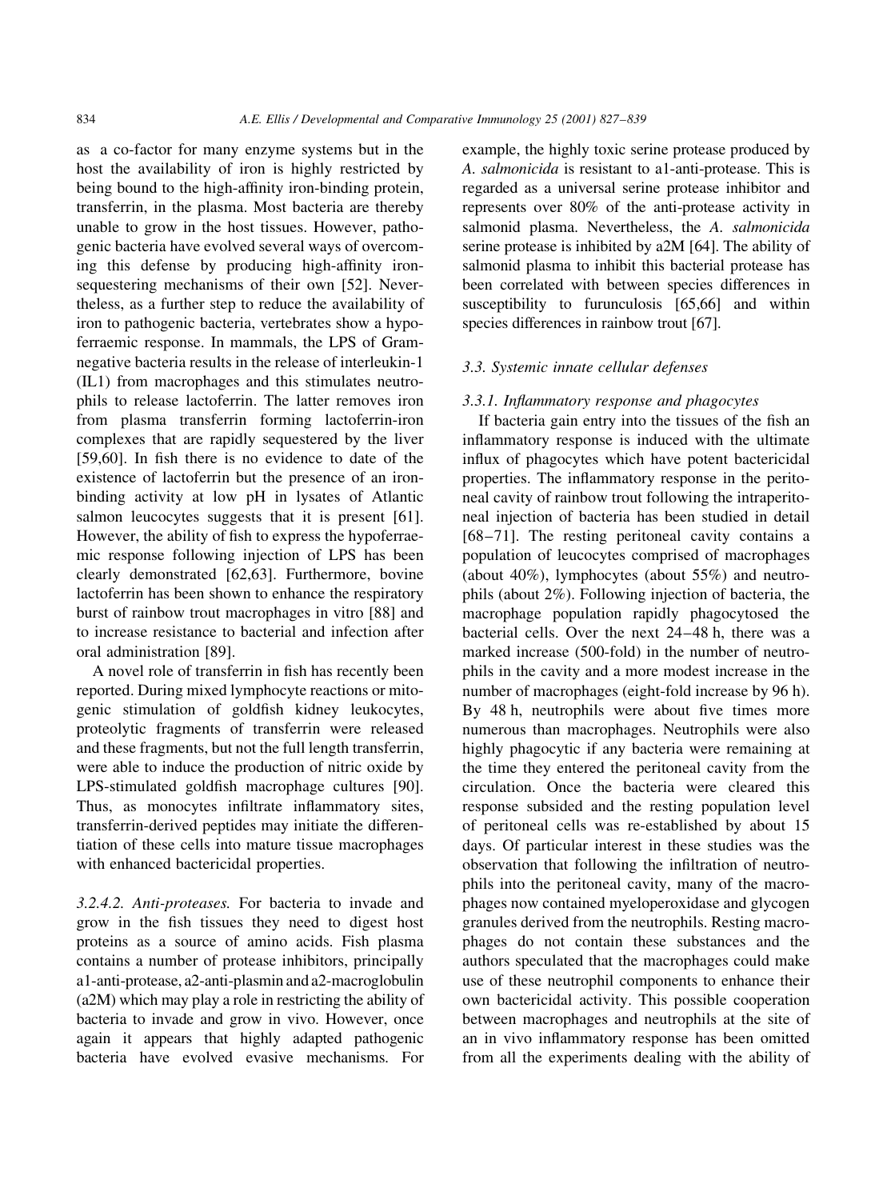as a co-factor for many enzyme systems but in the host the availability of iron is highly restricted by being bound to the high-affinity iron-binding protein, transferrin, in the plasma. Most bacteria are thereby unable to grow in the host tissues. However, pathogenic bacteria have evolved several ways of overcoming this defense by producing high-affinity iron-sequestering mechanisms of their own [52]. Nevertheless, as a further step to reduce the availability of iron to pathogenic bacteria, vertebrates show a hypoferraemic response. In mammals, the LPS of Gram-negative bacteria results in the release of interleukin-1 (IL1) from macrophages and this stimulates neutrophils to release lactoferrin. The latter removes iron from plasma transferrin forming lactoferrin-iron complexes that are rapidly sequestered by the liver [59,60]. In fish there is no evidence to date of the existence of lactoferrin but the presence of an iron-binding activity at low pH in lysates of Atlantic salmon leucocytes suggests that it is present [61]. However, the ability of fish to express the hypoferraemic response following injection of LPS has been clearly demonstrated [62,63]. Furthermore, bovine lactoferrin has been shown to enhance the respiratory burst of rainbow trout macrophages in vitro [88] and to increase resistance to bacterial and infection after oral administration [89].

A novel role of transferrin in fish has recently been reported. During mixed lymphocyte reactions or mitogenic stimulation of goldfish kidney leukocytes, proteolytic fragments of transferrin were released and these fragments, but not the full length transferrin, were able to induce the production of nitric oxide by LPS-stimulated goldfish macrophage cultures [90]. Thus, as monocytes infiltrate inflammatory sites, transferrin-derived peptides may initiate the differentiation of these cells into mature tissue macrophages with enhanced bactericidal properties.

*3.2.4.2. Anti-proteases.* For bacteria to invade and grow in the fish tissues they need to digest host proteins as a source of amino acids. Fish plasma contains a number of protease inhibitors, principally a1-anti-protease, a2-anti-plasmin and a2-macroglobulin (a2M) which may play a role in restricting the ability of bacteria to invade and grow in vivo. However, once again it appears that highly adapted pathogenic bacteria have evolved evasive mechanisms. For example, the highly toxic serine protease produced by *A. salmonicida* is resistant to a1-anti-protease. This is regarded as a universal serine protease inhibitor and represents over 80% of the anti-protease activity in salmonid plasma. Nevertheless, the *A. salmonicida* serine protease is inhibited by a2M [64]. The ability of salmonid plasma to inhibit this bacterial protease has been correlated with between species differences in susceptibility to furunculosis [65,66] and within species differences in rainbow trout [67].

### 3.3. Systemic innate cellular defenses

#### 3.3.1. Inflammatory response and phagocytes

If bacteria gain entry into the tissues of the fish an inflammatory response is induced with the ultimate influx of phagocytes which have potent bactericidal properties. The inflammatory response in the peritoneal cavity of rainbow trout following the intraperitoneal injection of bacteria has been studied in detail [68–71]. The resting peritoneal cavity contains a population of leucocytes comprised of macrophages (about 40%), lymphocytes (about 55%) and neutrophils (about 2%). Following injection of bacteria, the macrophage population rapidly phagocytosed the bacterial cells. Over the next 24–48 h, there was a marked increase (500-fold) in the number of neutrophils in the cavity and a more modest increase in the number of macrophages (eight-fold increase by 96 h). By 48 h, neutrophils were about five times more numerous than macrophages. Neutrophils were also highly phagocytic if any bacteria were remaining at the time they entered the peritoneal cavity from the circulation. Once the bacteria were cleared this response subsided and the resting population level of peritoneal cells was re-established by about 15 days. Of particular interest in these studies was the observation that following the infiltration of neutrophils into the peritoneal cavity, many of the macrophages now contained myeloperoxidase and glycogen granules derived from the neutrophils. Resting macrophages do not contain these substances and the authors speculated that the macrophages could make use of these neutrophil components to enhance their own bactericidal activity. This possible cooperation between macrophages and neutrophils at the site of an in vivo inflammatory response has been omitted from all the experiments dealing with the ability of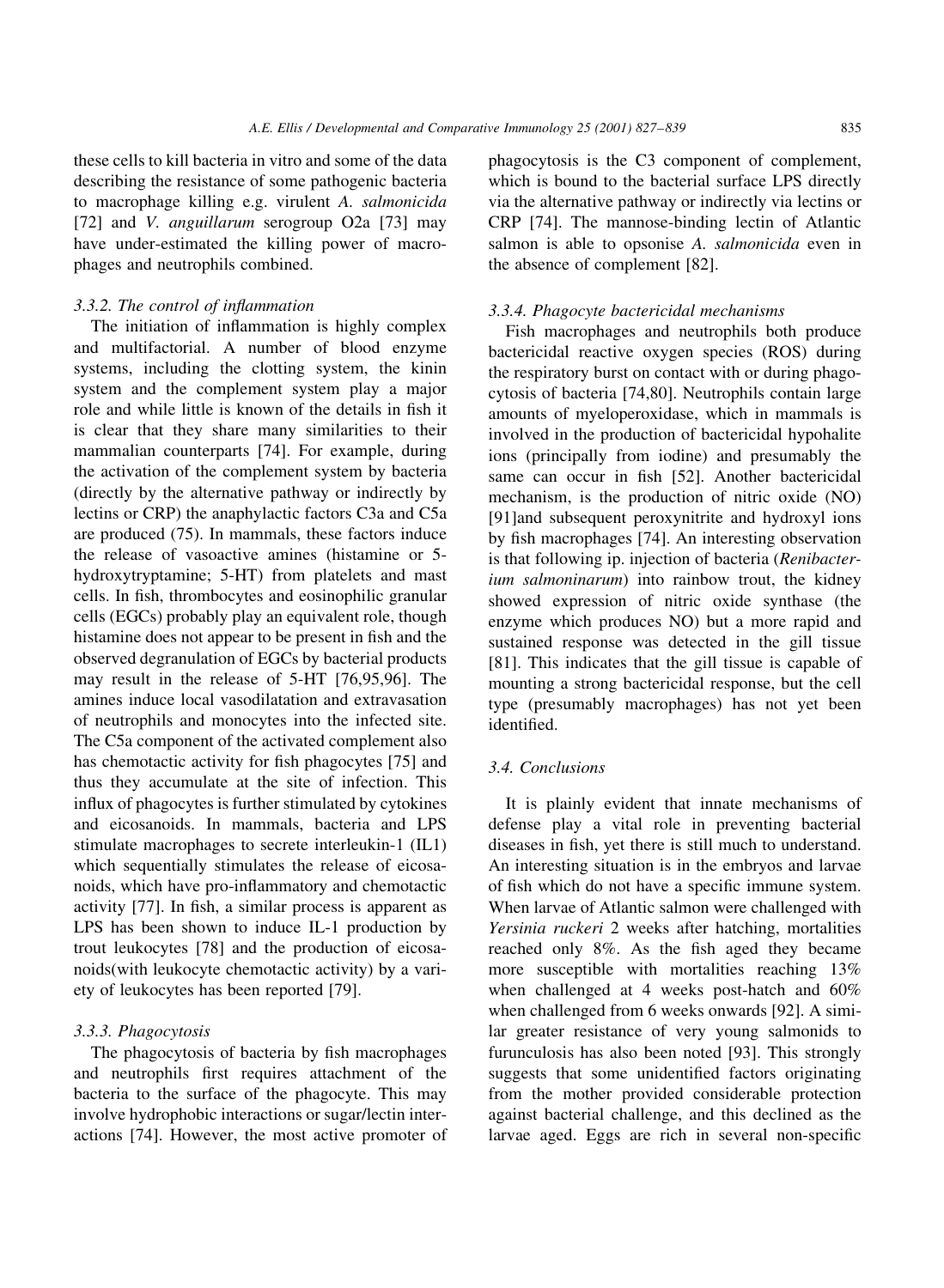these cells to kill bacteria in vitro and some of the data describing the resistance of some pathogenic bacteria to macrophage killing e.g. virulent *A. salmonicida* [72] and *V. anguillarum* serogroup O2a [73] may have under-estimated the killing power of macrophages and neutrophils combined.

### 3.3.2. The control of inflammation

The initiation of inflammation is highly complex and multifactorial. A number of blood enzyme systems, including the clotting system, the kinin system and the complement system play a major role and while little is known of the details in fish it is clear that they share many similarities to their mammalian counterparts [74]. For example, during the activation of the complement system by bacteria (directly by the alternative pathway or indirectly by lectins or CRP) the anaphylactic factors C3a and C5a are produced (75). In mammals, these factors induce the release of vasoactive amines (histamine or 5-hydroxytryptamine; 5-HT) from platelets and mast cells. In fish, thrombocytes and eosinophilic granular cells (EGCs) probably play an equivalent role, though histamine does not appear to be present in fish and the observed degranulation of EGCs by bacterial products may result in the release of 5-HT [76,95,96]. The amines induce local vasodilatation and extravasation of neutrophils and monocytes into the infected site. The C5a component of the activated complement also has chemotactic activity for fish phagocytes [75] and thus they accumulate at the site of infection. This influx of phagocytes is further stimulated by cytokines and eicosanoids. In mammals, bacteria and LPS stimulate macrophages to secrete interleukin-1 (IL1) which sequentially stimulates the release of eicosanoids, which have pro-inflammatory and chemotactic activity [77]. In fish, a similar process is apparent as LPS has been shown to induce IL-1 production by trout leukocytes [78] and the production of eicosanoids(with leukocyte chemotactic activity) by a variety of leukocytes has been reported [79].

### 3.3.3. Phagocytosis

The phagocytosis of bacteria by fish macrophages and neutrophils first requires attachment of the bacteria to the surface of the phagocyte. This may involve hydrophobic interactions or sugar/lectin interactions [74]. However, the most active promoter of phagocytosis is the C3 component of complement, which is bound to the bacterial surface LPS directly via the alternative pathway or indirectly via lectins or CRP [74]. The mannose-binding lectin of Atlantic salmon is able to opsonise *A. salmonicida* even in the absence of complement [82].

### 3.3.4. Phagocyte bactericidal mechanisms

Fish macrophages and neutrophils both produce bactericidal reactive oxygen species (ROS) during the respiratory burst on contact with or during phagocytosis of bacteria [74,80]. Neutrophils contain large amounts of myeloperoxidase, which in mammals is involved in the production of bactericidal hypohalite ions (principally from iodine) and presumably the same can occur in fish [52]. Another bactericidal mechanism, is the production of nitric oxide (NO) [91]and subsequent peroxynitrite and hydroxyl ions by fish macrophages [74]. An interesting observation is that following ip. injection of bacteria (*Renibacterium salmoninarum*) into rainbow trout, the kidney showed expression of nitric oxide synthase (the enzyme which produces NO) but a more rapid and sustained response was detected in the gill tissue [81]. This indicates that the gill tissue is capable of mounting a strong bactericidal response, but the cell type (presumably macrophages) has not yet been identified.

## 3.4. Conclusions

It is plainly evident that innate mechanisms of defense play a vital role in preventing bacterial diseases in fish, yet there is still much to understand. An interesting situation is in the embryos and larvae of fish which do not have a specific immune system. When larvae of Atlantic salmon were challenged with *Yersinia ruckeri* 2 weeks after hatching, mortalities reached only 8%. As the fish aged they became more susceptible with mortalities reaching 13% when challenged at 4 weeks post-hatch and 60% when challenged from 6 weeks onwards [92]. A similar greater resistance of very young salmonids to furunculosis has also been noted [93]. This strongly suggests that some unidentified factors originating from the mother provided considerable protection against bacterial challenge, and this declined as the larvae aged. Eggs are rich in several non-specific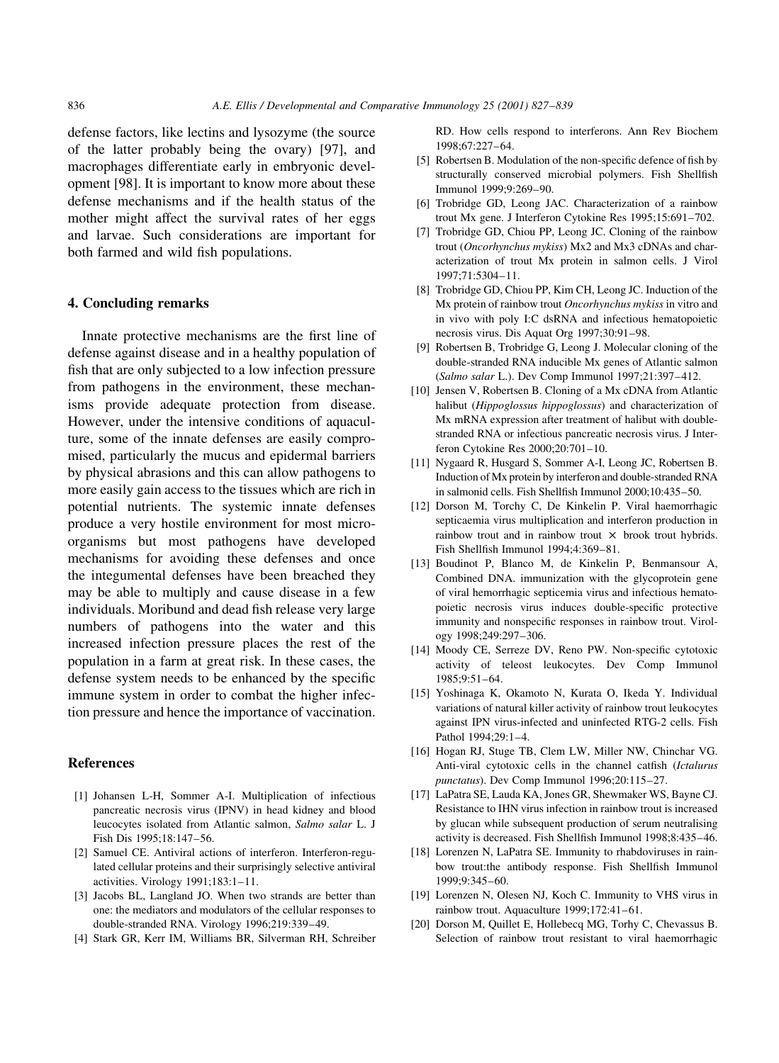defense factors, like lectins and lysozyme (the source of the latter probably being the ovary) [97], and macrophages differentiate early in embryonic development [98]. It is important to know more about these defense mechanisms and if the health status of the mother might affect the survival rates of her eggs and larvae. Such considerations are important for both farmed and wild fish populations.

## 4. Concluding remarks

Innate protective mechanisms are the first line of defense against disease and in a healthy population of fish that are only subjected to a low infection pressure from pathogens in the environment, these mechanisms provide adequate protection from disease. However, under the intensive conditions of aquaculture, some of the innate defenses are easily compromised, particularly the mucus and epidermal barriers by physical abrasions and this can allow pathogens to more easily gain access to the tissues which are rich in potential nutrients. The systemic innate defenses produce a very hostile environment for most microorganisms but most pathogens have developed mechanisms for avoiding these defenses and once the integumental defenses have been breached they may be able to multiply and cause disease in a few individuals. Moribund and dead fish release very large numbers of pathogens into the water and this increased infection pressure places the rest of the population in a farm at great risk. In these cases, the defense system needs to be enhanced by the specific immune system in order to combat the higher infection pressure and hence the importance of vaccination.

## References

[1] Johansen L-H, Sommer A-I. Multiplication of infectious pancreatic necrosis virus (IPNV) in head kidney and blood leucocytes isolated from Atlantic salmon, *Salmo salar* L. J Fish Dis 1995;18:147–56.

[2] Samuel CE. Antiviral actions of interferon. Interferon-regulated cellular proteins and their surprisingly selective antiviral activities. Virology 1991;183:1–11.

[3] Jacobs BL, Langland JO. When two strands are better than one: the mediators and modulators of the cellular responses to double-stranded RNA. Virology 1996;219:339–49.

[4] Stark GR, Kerr IM, Williams BR, Silverman RH, Schreiber RD. How cells respond to interferons. Ann Rev Biochem 1998;67:227–64.

[5] Robertsen B. Modulation of the non-specific defence of fish by structurally conserved microbial polymers. Fish Shellfish Immunol 1999;9:269–90.

[6] Trobridge GD, Leong JAC. Characterization of a rainbow trout Mx gene. J Interferon Cytokine Res 1995;15:691–702.

[7] Trobridge GD, Chiou PP, Leong JC. Cloning of the rainbow trout (*Oncorhynchus mykiss*) Mx2 and Mx3 cDNAs and characterization of trout Mx protein in salmon cells. J Virol 1997;71:5304–11.

[8] Trobridge GD, Chiou PP, Kim CH, Leong JC. Induction of the Mx protein of rainbow trout *Oncorhynchus mykiss* in vitro and in vivo with poly I:C dsRNA and infectious hematopoietic necrosis virus. Dis Aquat Org 1997;30:91–98.

[9] Robertsen B, Trobridge G, Leong J. Molecular cloning of the double-stranded RNA inducible Mx genes of Atlantic salmon (*Salmo salar* L.). Dev Comp Immunol 1997;21:397–412.

[10] Jensen V, Robertsen B. Cloning of a Mx cDNA from Atlantic halibut (*Hippoglossus hippoglossus*) and characterization of Mx mRNA expression after treatment of halibut with double-stranded RNA or infectious pancreatic necrosis virus. J Interferon Cytokine Res 2000;20:701–10.

[11] Nygaard R, Husgaard S, Sommer A-I, Leong JC, Robertsen B. Induction of Mx protein by interferon and double-stranded RNA in salmonid cells. Fish Shellfish Immunol 2000;10:435–50.

[12] Dorson M, Torchy C, De Kinkelin P. Viral haemorrhagic septicaemia virus multiplication and interferon production in rainbow trout and in rainbow trout × brook trout hybrids. Fish Shellfish Immunol 1994;4:369–81.

[13] Boudinot P, Blanco M, de Kinkelin P, Benmansour A, Combined DNA. immunization with the glycoprotein gene of viral hemorrhagic septicemia virus and infectious hematopoietic necrosis virus induces double-specific protective immunity and nonspecific responses in rainbow trout. Virology 1998;249:297–306.

[14] Moody CE, Serreze DV, Reno PW. Non-specific cytotoxic activity of teleost leukocytes. Dev Comp Immunol 1985;9:51–64.

[15] Yoshinaga K, Okamoto N, Kurata O, Ikeda Y. Individual variations of natural killer activity of rainbow trout leukocytes against IPN virus-infected and uninfected RTG-2 cells. Fish Pathol 1994;29:1–4.

[16] Hogan RJ, Stuge TB, Clem LW, Miller NW, Chinchar VG. Anti-viral cytotoxic cells in the channel catfish (*Ictalurus punctatus*). Dev Comp Immunol 1996;20:115–27.

[17] LaPatra SE, Lauda KA, Jones GR, Shewmaker WS, Bayne CJ. Resistance to IHN virus infection in rainbow trout is increased by glucan while subsequent production of serum neutralising activity is decreased. Fish Shellfish Immunol 1998;8:435–46.

[18] Lorenzen N, LaPatra SE. Immunity to rhabdoviruses in rainbow trout:the antibody response. Fish Shellfish Immunol 1999;9:345–60.

[19] Lorenzen N, Olesen NJ, Koch C. Immunity to VHS virus in rainbow trout. Aquaculture 1999;172:41–61.

[20] Dorson M, Quillet E, Hollebecq MG, Torhy C, Chevassus B. Selection of rainbow trout resistant to viral haemorrhagic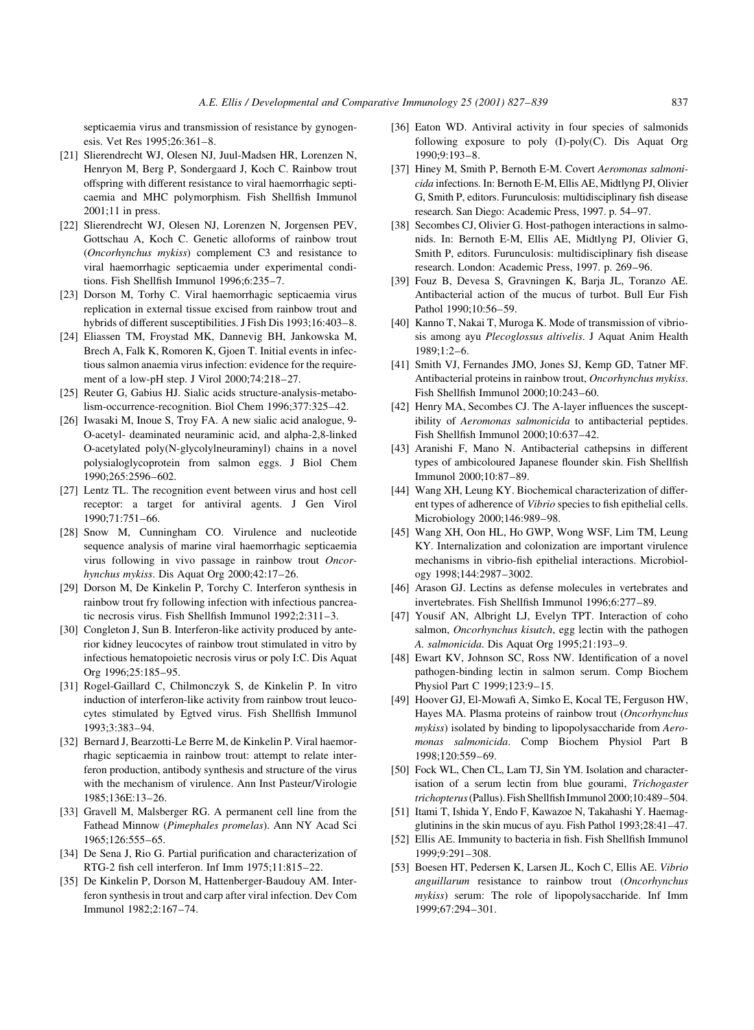septicaemia virus and transmission of resistance by gynogenesis. Vet Res 1995;26:361–8.

[21] Slierendrecht WJ, Olesen NJ, Juul-Madsen HR, Lorenzen N, Henryon M, Berg P, Sondergaard J, Koch C. Rainbow trout offspring with different resistance to viral haemorrhagic septicaemia and MHC polymorphism. Fish Shellfish Immunol 2001;11 in press.

[22] Slierendrecht WJ, Olesen NJ, Lorenzen N, Jorgensen PEV, Gottschau A, Koch C. Genetic alloforms of rainbow trout (*Oncorhynchus mykiss*) complement C3 and resistance to viral haemorrhagic septicaemia under experimental conditions. Fish Shellfish Immunol 1996;6:235–7.

[23] Dorson M, Torhy C. Viral haemorrhagic septicaemia virus replication in external tissue excised from rainbow trout and hybrids of different susceptibilities. J Fish Dis 1993;16:403–8.

[24] Eliassen TM, Froystad MK, Dannevig BH, Jankowska M, Brech A, Falk K, Romoren K, Gjoen T. Initial events in infectious salmon anaemia virus infection: evidence for the requirement of a low-pH step. J Virol 2000;74:218–27.

[25] Reuter G, Gabius HJ. Sialic acids structure-analysis-metabolism-occurrence-recognition. Biol Chem 1996;377:325–42.

[26] Iwasaki M, Inoue S, Troy FA. A new sialic acid analogue, 9-O-acetyl- deaminated neuraminic acid, and alpha-2,8-linked O-acetylated poly(N-glycolylneuraminyl) chains in a novel polysialoglycoprotein from salmon eggs. J Biol Chem 1990;265:2596–602.

[27] Lentz TL. The recognition event between virus and host cell receptor: a target for antiviral agents. J Gen Virol 1990;71:751–66.

[28] Snow M, Cunningham CO. Virulence and nucleotide sequence analysis of marine viral haemorrhagic septicaemia virus following in vivo passage in rainbow trout *Oncorhynchus mykiss*. Dis Aquat Org 2000;42:17–26.

[29] Dorson M, De Kinkelin P, Torchy C. Interferon synthesis in rainbow trout fry following infection with infectious pancreatic necrosis virus. Fish Shellfish Immunol 1992;2:311–3.

[30] Congleton J, Sun B. Interferon-like activity produced by anterior kidney leucocytes of rainbow trout stimulated in vitro by infectious hematopoietic necrosis virus or poly I:C. Dis Aquat Org 1996;25:185–95.

[31] Rogel-Gaillard C, Chilmonczyk S, de Kinkelin P. In vitro induction of interferon-like activity from rainbow trout leucocytes stimulated by Egtved virus. Fish Shellfish Immunol 1993;3:383–94.

[32] Bernard J, Bearzotti-Le Berre M, de Kinkelin P. Viral haemorrhagic septicaemia in rainbow trout: attempt to relate interferon production, antibody synthesis and structure of the virus with the mechanism of virulence. Ann Inst Pasteur/Virologie 1985;136E:13–26.

[33] Gravell M, Malsberger RG. A permanent cell line from the Fathead Minnow (*Pimephales promelas*). Ann NY Acad Sci 1965;126:555–65.

[34] De Sena J, Rio G. Partial purification and characterization of RTG-2 fish cell interferon. Inf Imm 1975;11:815–22.

[35] De Kinkelin P, Dorson M, Hattenberger-Baudouy AM. Interferon synthesis in trout and carp after viral infection. Dev Com Immunol 1982;2:167–74.

[36] Eaton WD. Antiviral activity in four species of salmonids following exposure to poly (I)-poly(C). Dis Aquat Org 1990;9:193–8.

[37] Hiney M, Smith P, Bernoth E-M. Covert *Aeromonas salmonicida* infections. In: Bernoth E-M, Ellis AE, Midtlyng PJ, Olivier G, Smith P, editors. Furunculosis: multidisciplinary fish disease research. San Diego: Academic Press, 1997. p. 54–97.

[38] Secombes CJ, Olivier G. Host-pathogen interactions in salmonids. In: Bernoth E-M, Ellis AE, Midtlyng PJ, Olivier G, Smith P, editors. Furunculosis: multidisciplinary fish disease research. London: Academic Press, 1997. p. 269–96.

[39] Fouz B, Devesa S, Gravningen K, Barja JL, Toranzo AE. Antibacterial action of the mucus of turbot. Bull Eur Fish Pathol 1990;10:56–59.

[40] Kanno T, Nakai T, Muroga K. Mode of transmission of vibriosis among ayu *Plecoglossus altivelis*. J Aquat Anim Health 1989;1:2–6.

[41] Smith VJ, Fernandes JMO, Jones SJ, Kemp GD, Tatner MF. Antibacterial proteins in rainbow trout, *Oncorhynchus mykiss*. Fish Shellfish Immunol 2000;10:243–60.

[42] Henry MA, Secombes CJ. The A-layer influences the susceptibility of *Aeromonas salmonicida* to antibacterial peptides. Fish Shellfish Immunol 2000;10:637–42.

[43] Aranishi F, Mano N. Antibacterial cathepsins in different types of ambicoloured Japanese flounder skin. Fish Shellfish Immunol 2000;10:87–89.

[44] Wang XH, Leung KY. Biochemical characterization of different types of adherence of *Vibrio* species to fish epithelial cells. Microbiology 2000;146:989–98.

[45] Wang XH, Oon HL, Ho GWP, Wong WSF, Lim TM, Leung KY. Internalization and colonization are important virulence mechanisms in vibrio-fish epithelial interactions. Microbiology 1998;144:2987–3002.

[46] Arason GJ. Lectins as defense molecules in vertebrates and invertebrates. Fish Shellfish Immunol 1996;6:277–89.

[47] Yousif AN, Albright LJ, Evelyn TPT. Interaction of coho salmon, *Oncorhynchus kisutch*, egg lectin with the pathogen *A. salmonicida*. Dis Aquat Org 1995;21:193–9.

[48] Ewart KV, Johnson SC, Ross NW. Identification of a novel pathogen-binding lectin in salmon serum. Comp Biochem Physiol Part C 1999;123:9–15.

[49] Hoover GJ, El-Mowafi A, Simko E, Kocal TE, Ferguson HW, Hayes MA. Plasma proteins of rainbow trout (*Oncorhynchus mykiss*) isolated by binding to lipopolysaccharide from *Aeromonas salmonicida*. Comp Biochem Physiol Part B 1998;120:559–69.

[50] Fock WL, Chen CL, Lam TJ, Sin YM. Isolation and characterisation of a serum lectin from blue gourami, *Trichogaster trichopterus* (Pallus). Fish Shellfish Immunol 2000;10:489–504.

[51] Itami T, Ishida Y, Endo F, Kawazoe N, Takahashi Y. Haemagglutinins in the skin mucus of ayu. Fish Pathol 1993;28:41–47.

[52] Ellis AE. Immunity to bacteria in fish. Fish Shellfish Immunol 1999;9:291–308.

[53] Boesen HT, Pedersen K, Larsen JL, Koch C, Ellis AE. *Vibrio anguillarum* resistance to rainbow trout (*Oncorhynchus mykiss*) serum: The role of lipopolysaccharide. Inf Imm 1999;67:294–301.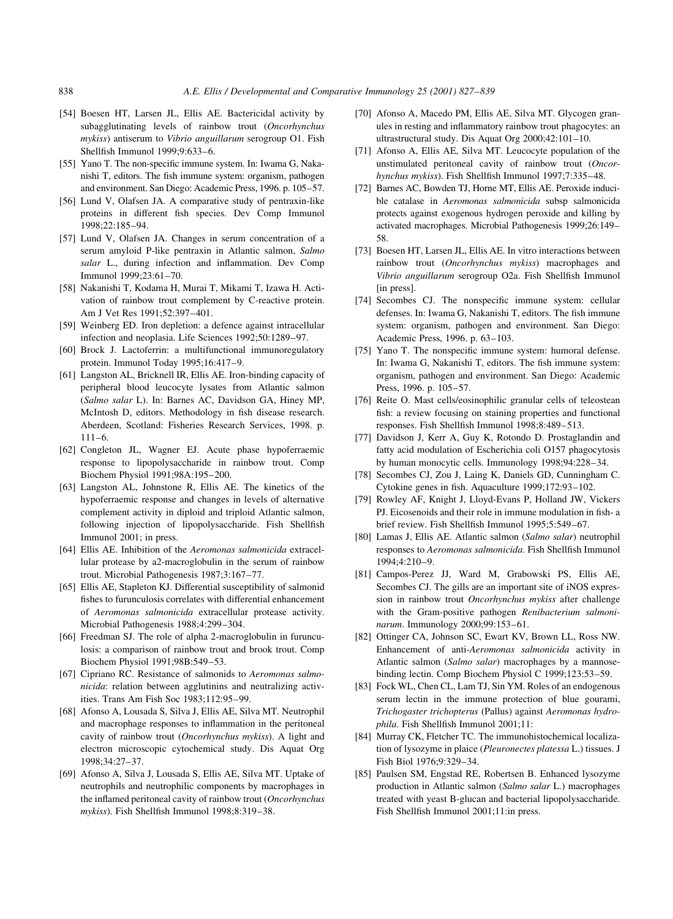[54] Boesen HT, Larsen JL, Ellis AE. Bactericidal activity by subagglutinating levels of rainbow trout (*Oncorhynchus mykiss*) antiserum to *Vibrio anguillarum* serogroup O1. Fish Shellfish Immunol 1999;9:633–6.

[55] Yano T. The non-specific immune system. In: Iwama G, Nakanishi T, editors. The fish immune system: organism, pathogen and environment. San Diego: Academic Press, 1996. p. 105–57.

[56] Lund V, Olafsen JA. A comparative study of pentraxin-like proteins in different fish species. Dev Comp Immunol 1998;22:185–94.

[57] Lund V, Olafsen JA. Changes in serum concentration of a serum amyloid P-like pentraxin in Atlantic salmon, *Salmo salar* L., during infection and inflammation. Dev Comp Immunol 1999;23:61–70.

[58] Nakanishi T, Kodama H, Murai T, Mikami T, Izawa H. Activation of rainbow trout complement by C-reactive protein. Am J Vet Res 1991;52:397–401.

[59] Weinberg ED. Iron depletion: a defence against intracellular infection and neoplasia. Life Sciences 1992;50:1289–97.

[60] Brock J. Lactoferrin: a multifunctional immunoregulatory protein. Immunol Today 1995;16:417–9.

[61] Langston AL, Bricknell IR, Ellis AE. Iron-binding capacity of peripheral blood leucocyte lysates from Atlantic salmon (*Salmo salar* L). In: Barnes AC, Davidson GA, Hiney MP, McIntosh D, editors. Methodology in fish disease research. Aberdeen, Scotland: Fisheries Research Services, 1998. p. 111–6.

[62] Congleton JL, Wagner EJ. Acute phase hypoferraemic response to lipopolysaccharide in rainbow trout. Comp Biochem Physiol 1991;98A:195–200.

[63] Langston AL, Johnstone R, Ellis AE. The kinetics of the hypoferraemic response and changes in levels of alternative complement activity in diploid and triploid Atlantic salmon, following injection of lipopolysaccharide. Fish Shellfish Immunol 2001; in press.

[64] Ellis AE. Inhibition of the *Aeromonas salmonicida* extracellular protease by a2-macroglobulin in the serum of rainbow trout. Microbial Pathogenesis 1987;3:167–77.

[65] Ellis AE, Stapleton KJ. Differential susceptibility of salmonid fishes to furunculosis correlates with differential enhancement of *Aeromonas salmonicida* extracellular protease activity. Microbial Pathogenesis 1988;4:299–304.

[66] Freedman SJ. The role of alpha 2-macroglobulin in furunculosis: a comparison of rainbow trout and brook trout. Comp Biochem Physiol 1991;98B:549–53.

[67] Cipriano RC. Resistance of salmonids to *Aeromonas salmonicida*: relation between agglutinins and neutralizing activities. Trans Am Fish Soc 1983;112:95–99.

[68] Afonso A, Lousada S, Silva J, Ellis AE, Silva MT. Neutrophil and macrophage responses to inflammation in the peritoneal cavity of rainbow trout (*Oncorhynchus mykiss*). A light and electron microscopic cytochemical study. Dis Aquat Org 1998;34:27–37.

[69] Afonso A, Silva J, Lousada S, Ellis AE, Silva MT. Uptake of neutrophils and neutrophilic components by macrophages in the inflamed peritoneal cavity of rainbow trout (*Oncorhynchus mykiss*). Fish Shellfish Immunol 1998;8:319–38.

[70] Afonso A, Macedo PM, Ellis AE, Silva MT. Glycogen granules in resting and inflammatory rainbow trout phagocytes: an ultrastructural study. Dis Aquat Org 2000;42:101–10.

[71] Afonso A, Ellis AE, Silva MT. The leucocyte population of the unstimulated peritoneal cavity of rainbow trout (*Oncorhynchus mykiss*). Fish Shellfish Immunol 1997;7:335–48.

[72] Barnes AC, Bowden TJ, Horne MT, Ellis AE. Peroxide inducible catalase in *Aeromonas salmonicida* subsp salmonicida protects against exogenous hydrogen peroxide and killing by activated macrophages. Microbial Pathogenesis 1999;26:149–58.

[73] Boesen HT, Larsen JL, Ellis AE. In vitro interactions between rainbow trout (*Oncorhynchus mykiss*) macrophages and *Vibrio anguillarum* serogroup O2a. Fish Shellfish Immunol [in press].

[74] Secombes CJ. The nonspecific immune system: cellular defenses. In: Iwama G, Nakanishi T, editors. The fish immune system: organism, pathogen and environment. San Diego: Academic Press, 1996. p. 63–103.

[75] Yano T. The nonspecific immune system: humoral defense. In: Iwama G, Nakanishi T, editors. The fish immune system: organism, pathogen and environment. San Diego: Academic Press, 1996. p. 105–57.

[76] Reite O. Mast cells/eosinophilic granular cells of teleostean fish: a review focusing on staining properties and functional responses. Fish Shellfish Immunol 1998;8:489–513.

[77] Davidson J, Kerr A, Guy K, Rotondo D. Prostaglandin and fatty acid modulation of Escherichia coli O157 phagocytosis by human monocytic cells. Immunology 1998;94:228–34.

[78] Secombes CJ, Zou J, Laing K, Daniels GD, Cunningham C. Cytokine genes in fish. Aquaculture 1999;172:93–102.

[79] Rowley AF, Knight J, Lloyd-Evans P, Holland JW, Vickers PJ. Eicosenoids and their role in immune modulation in fish- a brief review. Fish Shellfish Immunol 1995;5:549–67.

[80] Lamas J, Ellis AE. Atlantic salmon (*Salmo salar*) neutrophil responses to *Aeromonas salmonicida*. Fish Shellfish Immunol 1994;4:210–9.

[81] Campos-Perez JJ, Ward M, Grabowski PS, Ellis AE, Secombes CJ. The gills are an important site of iNOS expression in rainbow trout *Oncorhynchus mykiss* after challenge with the Gram-positive pathogen *Renibacterium salmoninarum*. Immunology 2000;99:153–61.

[82] Ottinger CA, Johnson SC, Ewart KV, Brown LL, Ross NW. Enhancement of anti-*Aeromonas salmonicida* activity in Atlantic salmon (*Salmo salar*) macrophages by a mannose-binding lectin. Comp Biochem Physiol C 1999;123:53–59.

[83] Fock WL, Chen CL, Lam TJ, Sin YM. Roles of an endogenous serum lectin in the immune protection of blue gourami, *Trichogaster trichopterus* (Pallus) against *Aeromonas hydrophila*. Fish Shellfish Immunol 2001;11:

[84] Murray CK, Fletcher TC. The immunohistochemical localization of lysozyme in plaice (*Pleuronectes platessa* L.) tissues. J Fish Biol 1976;9:329–34.

[85] Paulsen SM, Engstad RE, Robertsen B. Enhanced lysozyme production in Atlantic salmon (*Salmo salar* L.) macrophages treated with yeast B-glucan and bacterial lipopolysaccharide. Fish Shellfish Immunol 2001;11:in press.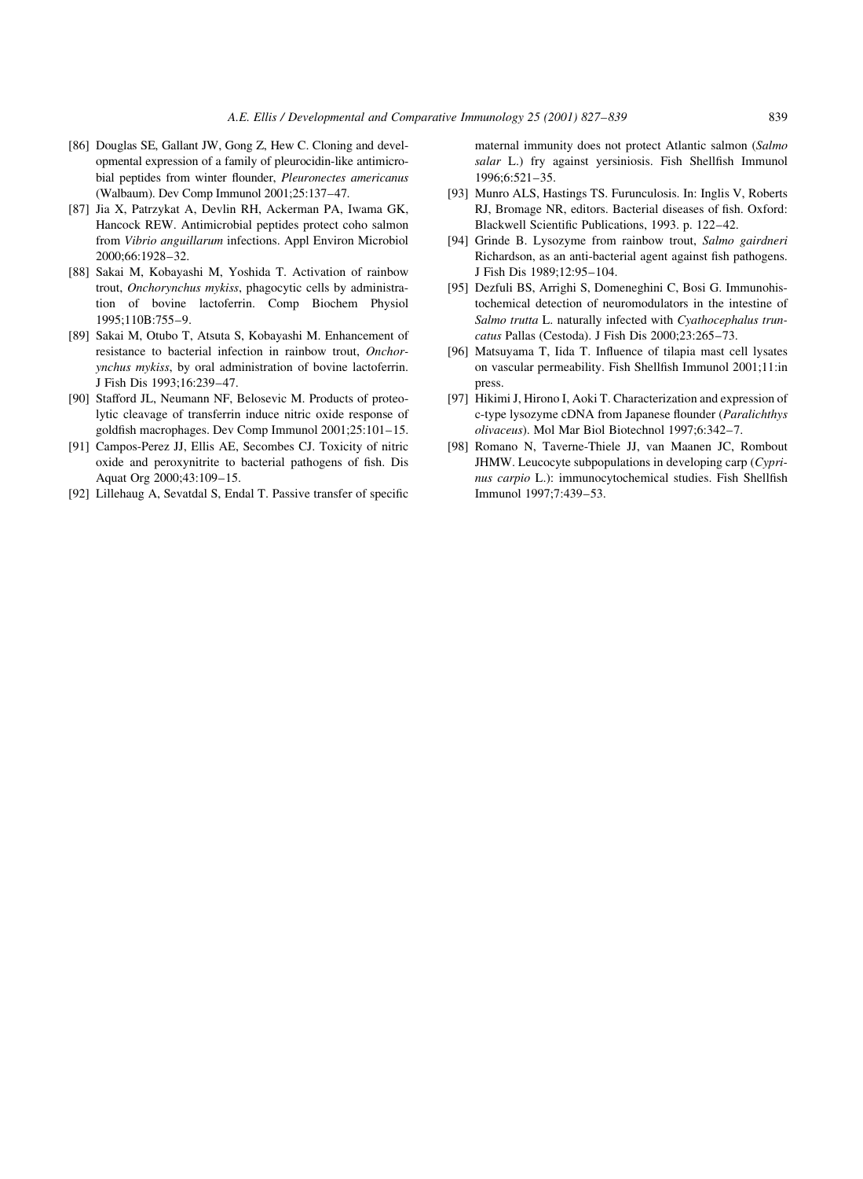[86] Douglas SE, Gallant JW, Gong Z, Hew C. Cloning and developmental expression of a family of pleurocidin-like antimicrobial peptides from winter flounder, *Pleuronectes americanus* (Walbaum). Dev Comp Immunol 2001;25:137–47.

[87] Jia X, Patrzykat A, Devlin RH, Ackerman PA, Iwama GK, Hancock REW. Antimicrobial peptides protect coho salmon from *Vibrio anguillarum* infections. Appl Environ Microbiol 2000;66:1928–32.

[88] Sakai M, Kobayashi M, Yoshida T. Activation of rainbow trout, *Onchorynchus mykiss*, phagocytic cells by administration of bovine lactoferrin. Comp Biochem Physiol 1995;110B:755–9.

[89] Sakai M, Otubo T, Atsuta S, Kobayashi M. Enhancement of resistance to bacterial infection in rainbow trout, *Onchorynchus mykiss*, by oral administration of bovine lactoferrin. J Fish Dis 1993;16:239–47.

[90] Stafford JL, Neumann NF, Belosevic M. Products of proteolytic cleavage of transferrin induce nitric oxide response of goldfish macrophages. Dev Comp Immunol 2001;25:101–15.

[91] Campos-Perez JJ, Ellis AE, Secombes CJ. Toxicity of nitric oxide and peroxynitrite to bacterial pathogens of fish. Dis Aquat Org 2000;43:109–15.

[92] Lillehaug A, Sevatdal S, Endal T. Passive transfer of specific maternal immunity does not protect Atlantic salmon (*Salmo salar* L.) fry against yersiniosis. Fish Shellfish Immunol 1996;6:521–35.

[93] Munro ALS, Hastings TS. Furunculosis. In: Inglis V, Roberts RJ, Bromage NR, editors. Bacterial diseases of fish. Oxford: Blackwell Scientific Publications, 1993. p. 122–42.

[94] Grinde B. Lysozyme from rainbow trout, *Salmo gairdneri* Richardson, as an anti-bacterial agent against fish pathogens. J Fish Dis 1989;12:95–104.

[95] Dezfuli BS, Arrighi S, Domeneghini C, Bosi G. Immunohistochemical detection of neuromodulators in the intestine of *Salmo trutta* L. naturally infected with *Cyathocephalus truncatus* Pallas (Cestoda). J Fish Dis 2000;23:265–73.

[96] Matsuyama T, Iida T. Influence of tilapia mast cell lysates on vascular permeability. Fish Shellfish Immunol 2001;11:in press.

[97] Hikimi J, Hirono I, Aoki T. Characterization and expression of c-type lysozyme cDNA from Japanese flounder (*Paralichthys olivaceus*). Mol Mar Biol Biotechnol 1997;6:342–7.

[98] Romano N, Taverne-Thiele JJ, van Maanen JC, Rombout JHMW. Leucocyte subpopulations in developing carp (*Cyprinus carpio* L.): immunocytochemical studies. Fish Shellfish Immunol 1997;7:439–53.